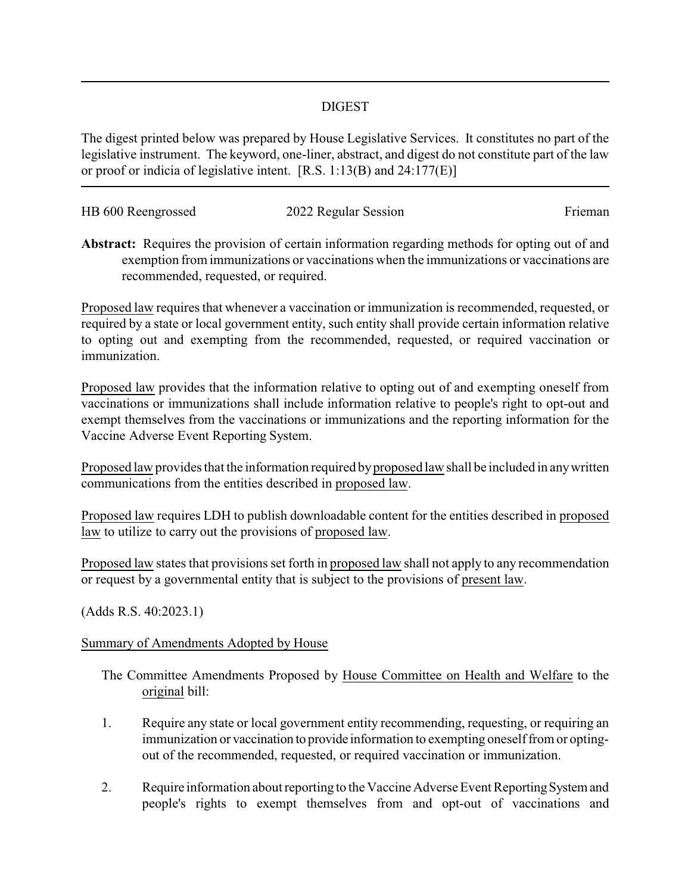## DIGEST

The digest printed below was prepared by House Legislative Services. It constitutes no part of the legislative instrument. The keyword, one-liner, abstract, and digest do not constitute part of the law or proof or indicia of legislative intent. [R.S. 1:13(B) and 24:177(E)]

HB 600 Reengrossed | 2022 Regular Session | Frieman

**Abstract:** Requires the provision of certain information regarding methods for opting out of and exemption from immunizations or vaccinations when the immunizations or vaccinations are recommended, requested, or required.

Proposed law requires that whenever a vaccination or immunization is recommended, requested, or required by a state or local government entity, such entity shall provide certain information relative to opting out and exempting from the recommended, requested, or required vaccination or immunization.

Proposed law provides that the information relative to opting out of and exempting oneself from vaccinations or immunizations shall include information relative to people's right to opt-out and exempt themselves from the vaccinations or immunizations and the reporting information for the Vaccine Adverse Event Reporting System.

Proposed law provides that the information required by proposed law shall be included in any written communications from the entities described in proposed law.

Proposed law requires LDH to publish downloadable content for the entities described in proposed law to utilize to carry out the provisions of proposed law.

Proposed law states that provisions set forth in proposed law shall not apply to any recommendation or request by a governmental entity that is subject to the provisions of present law.

(Adds R.S. 40:2023.1)

Summary of Amendments Adopted by House

The Committee Amendments Proposed by House Committee on Health and Welfare to the original bill:

1. Require any state or local government entity recommending, requesting, or requiring an immunization or vaccination to provide information to exempting oneself from or opting-out of the recommended, requested, or required vaccination or immunization.

2. Require information about reporting to the Vaccine Adverse Event Reporting System and people's rights to exempt themselves from and opt-out of vaccinations and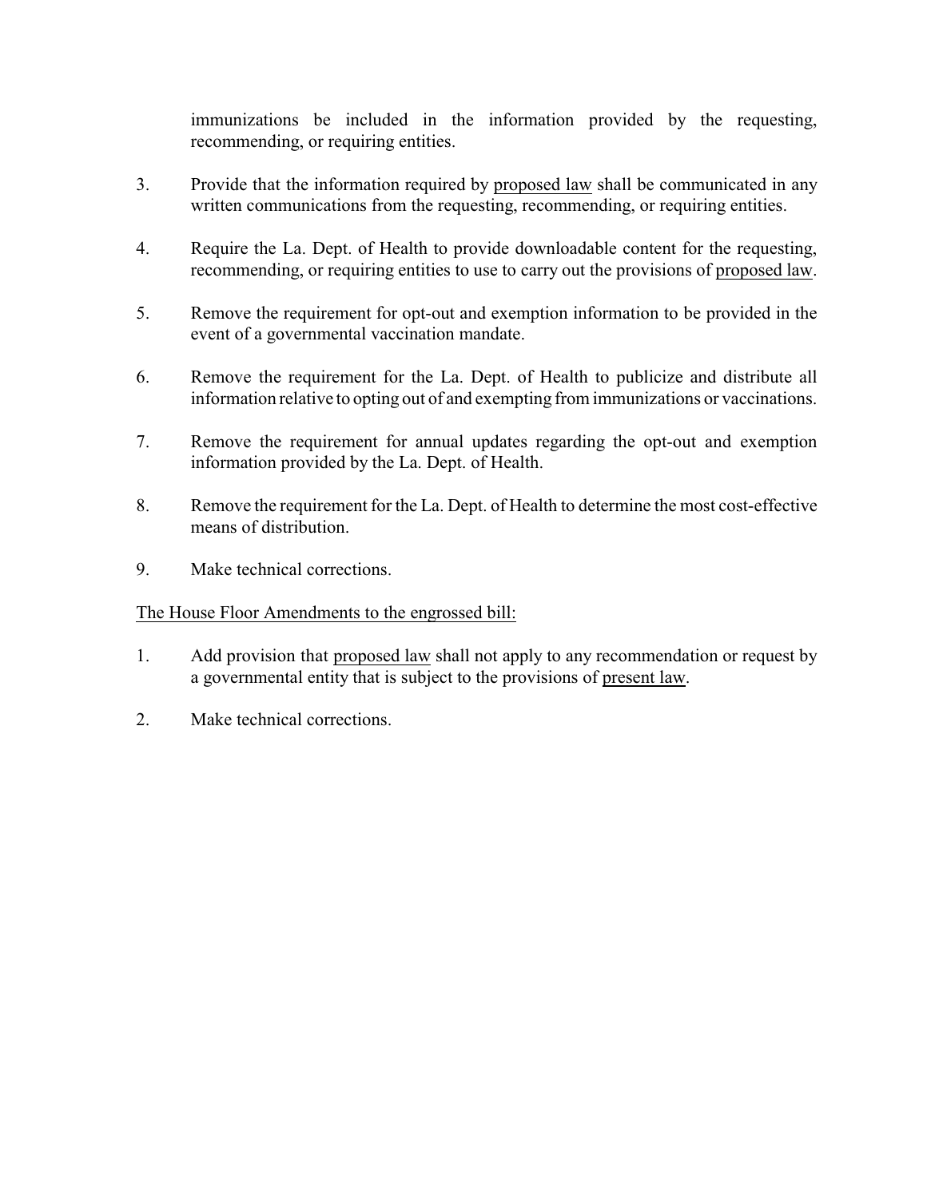immunizations be included in the information provided by the requesting, recommending, or requiring entities.

3. Provide that the information required by <u>proposed law</u> shall be communicated in any written communications from the requesting, recommending, or requiring entities.

4. Require the La. Dept. of Health to provide downloadable content for the requesting, recommending, or requiring entities to use to carry out the provisions of <u>proposed law</u>.

5. Remove the requirement for opt-out and exemption information to be provided in the event of a governmental vaccination mandate.

6. Remove the requirement for the La. Dept. of Health to publicize and distribute all information relative to opting out of and exempting from immunizations or vaccinations.

7. Remove the requirement for annual updates regarding the opt-out and exemption information provided by the La. Dept. of Health.

8. Remove the requirement for the La. Dept. of Health to determine the most cost-effective means of distribution.

9. Make technical corrections.

<u>The House Floor Amendments to the engrossed bill:</u>

1. Add provision that <u>proposed law</u> shall not apply to any recommendation or request by a governmental entity that is subject to the provisions of <u>present law</u>.

2. Make technical corrections.